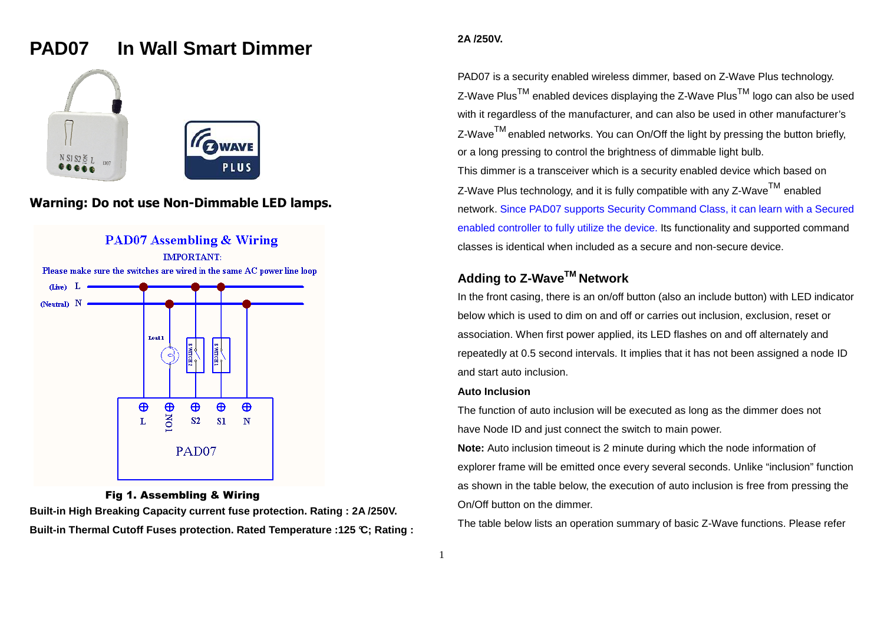# PAD07 In Wall Smart Dimmer

**Warning: Do not use Non-Dimmable LED lamps.**

PAD07 Assembling & Wiring

IMPORTANT:

Please make sure the switches are wired in the same AC power line loop

**Fig 1. Assembling & Wiring**

**Built-in High Breaking Capacity current fuse protection. Rating : 2A /250V.**

**Built-in Thermal Cutoff Fuses protection. Rated Temperature :125 ℃; Rating : 2A /250V.**

PAD07 is a security enabled wireless dimmer, based on Z-Wave Plus technology. Z-Wave Plus™ enabled devices displaying the Z-Wave Plus™ logo can also be used with it regardless of the manufacturer, and can also be used in other manufacturer's Z-Wave™ enabled networks. You can On/Off the light by pressing the button briefly, or a long pressing to control the brightness of dimmable light bulb.

This dimmer is a transceiver which is a security enabled device which based on Z-Wave Plus technology, and it is fully compatible with any Z-Wave™ enabled network. Since PAD07 supports Security Command Class, it can learn with a Secured enabled controller to fully utilize the device. Its functionality and supported command classes is identical when included as a secure and non-secure device.

## Adding to Z-Wave™ Network

In the front casing, there is an on/off button (also an include button) with LED indicator below which is used to dim on and off or carries out inclusion, exclusion, reset or association. When first power applied, its LED flashes on and off alternately and repeatedly at 0.5 second intervals. It implies that it has not been assigned a node ID and start auto inclusion.

**Auto Inclusion**

The function of auto inclusion will be executed as long as the dimmer does not have Node ID and just connect the switch to main power.

**Note:** Auto inclusion timeout is 2 minute during which the node information of explorer frame will be emitted once every several seconds. Unlike "inclusion" function as shown in the table below, the execution of auto inclusion is free from pressing the On/Off button on the dimmer.

The table below lists an operation summary of basic Z-Wave functions. Please refer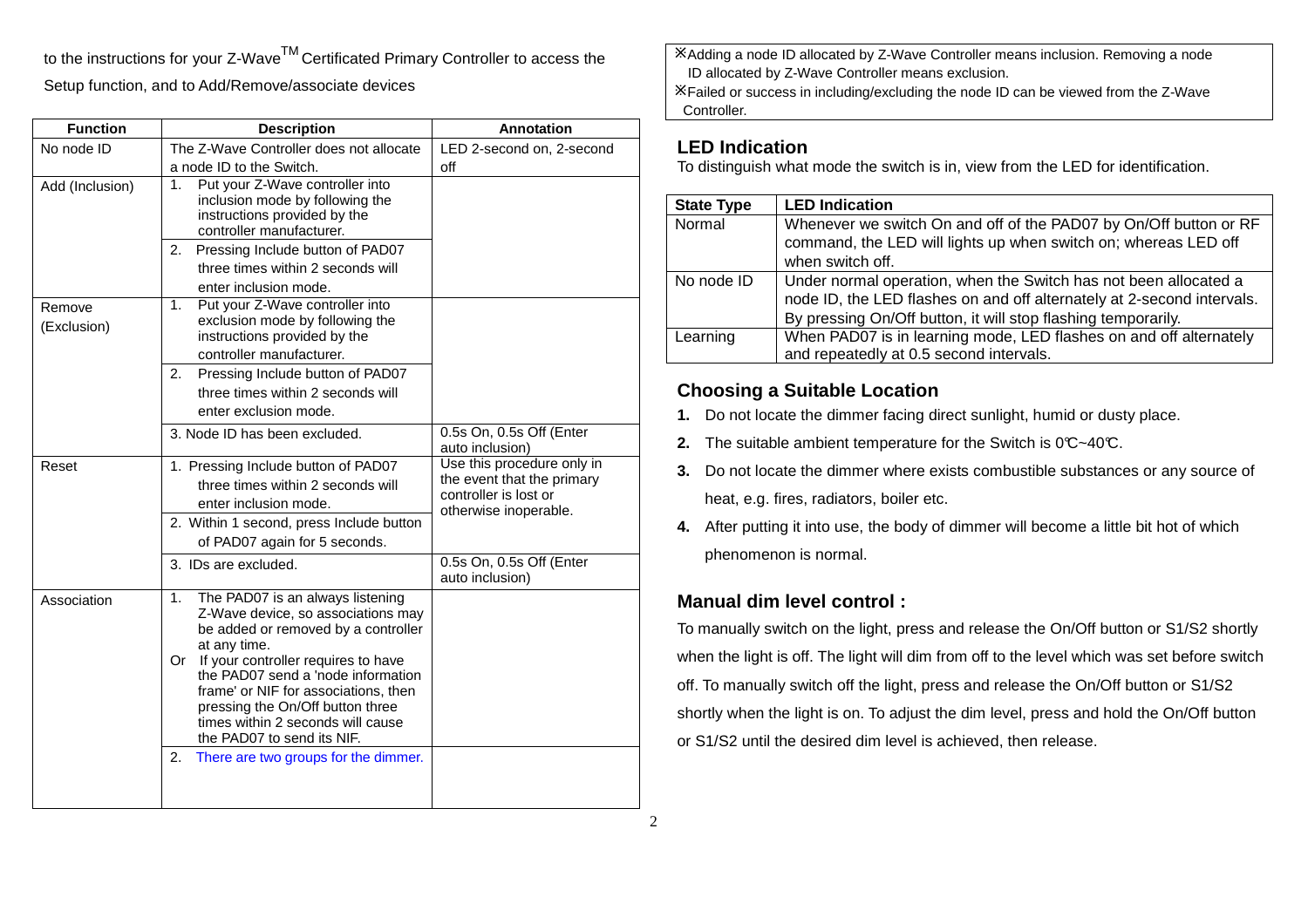to the instructions for your Z-Wave™ Certificated Primary Controller to access the Setup function, and to Add/Remove/associate devices

| Function | Description | Annotation |
|---|---|---|
| No node ID | The Z-Wave Controller does not allocate a node ID to the Switch. | LED 2-second on, 2-second off |
| Add (Inclusion) | 1. Put your Z-Wave controller into inclusion mode by following the instructions provided by the controller manufacturer. | |
| | 2. Pressing Include button of PAD07 three times within 2 seconds will enter inclusion mode. | |
| Remove (Exclusion) | 1. Put your Z-Wave controller into exclusion mode by following the instructions provided by the controller manufacturer. | |
| | 2. Pressing Include button of PAD07 three times within 2 seconds will enter exclusion mode. | |
| | 3. Node ID has been excluded. | 0.5s On, 0.5s Off (Enter auto inclusion) |
| Reset | 1. Pressing Include button of PAD07 three times within 2 seconds will enter inclusion mode. | Use this procedure only in the event that the primary controller is lost or otherwise inoperable. |
| | 2. Within 1 second, press Include button of PAD07 again for 5 seconds. | |
| | 3. IDs are excluded. | 0.5s On, 0.5s Off (Enter auto inclusion) |
| Association | 1. The PAD07 is an always listening Z-Wave device, so associations may be added or removed by a controller at any time. Or If your controller requires to have the PAD07 send a 'node information frame' or NIF for associations, then pressing the On/Off button three times within 2 seconds will cause the PAD07 to send its NIF. | |
| | 2. There are two groups for the dimmer. | |

※Adding a node ID allocated by Z-Wave Controller means inclusion. Removing a node ID allocated by Z-Wave Controller means exclusion.
※Failed or success in including/excluding the node ID can be viewed from the Z-Wave Controller.

## LED Indication

To distinguish what mode the switch is in, view from the LED for identification.

| State Type | LED Indication |
|---|---|
| Normal | Whenever we switch On and off of the PAD07 by On/Off button or RF command, the LED will lights up when switch on; whereas LED off when switch off. |
| No node ID | Under normal operation, when the Switch has not been allocated a node ID, the LED flashes on and off alternately at 2-second intervals. By pressing On/Off button, it will stop flashing temporarily. |
| Learning | When PAD07 is in learning mode, LED flashes on and off alternately and repeatedly at 0.5 second intervals. |

## Choosing a Suitable Location

1. Do not locate the dimmer facing direct sunlight, humid or dusty place.
2. The suitable ambient temperature for the Switch is 0℃~40℃.
3. Do not locate the dimmer where exists combustible substances or any source of heat, e.g. fires, radiators, boiler etc.
4. After putting it into use, the body of dimmer will become a little bit hot of which phenomenon is normal.

## Manual dim level control :

To manually switch on the light, press and release the On/Off button or S1/S2 shortly when the light is off. The light will dim from off to the level which was set before switch off. To manually switch off the light, press and release the On/Off button or S1/S2 shortly when the light is on. To adjust the dim level, press and hold the On/Off button or S1/S2 until the desired dim level is achieved, then release.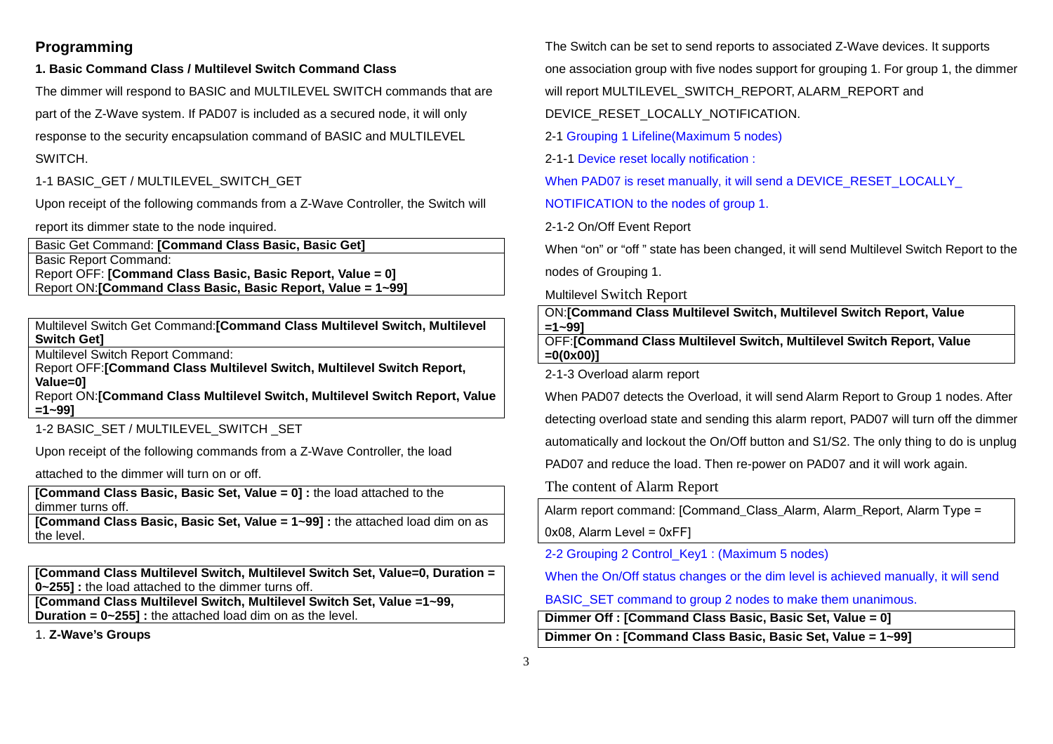## Programming

### 1. Basic Command Class / Multilevel Switch Command Class

The dimmer will respond to BASIC and MULTILEVEL SWITCH commands that are part of the Z-Wave system. If PAD07 is included as a secured node, it will only response to the security encapsulation command of BASIC and MULTILEVEL SWITCH.

1-1 BASIC_GET / MULTILEVEL_SWITCH_GET

Upon receipt of the following commands from a Z-Wave Controller, the Switch will report its dimmer state to the node inquired.

| Basic Get Command: **[Command Class Basic, Basic Get]** |
|---|
| Basic Report Command:<br>Report OFF: **[Command Class Basic, Basic Report, Value = 0]**<br>Report ON:**[Command Class Basic, Basic Report, Value = 1~99]** |

| Multilevel Switch Get Command:**[Command Class Multilevel Switch, Multilevel Switch Get]** |
|---|
| Multilevel Switch Report Command:<br>Report OFF:**[Command Class Multilevel Switch, Multilevel Switch Report, Value=0]**<br>Report ON:**[Command Class Multilevel Switch, Multilevel Switch Report, Value =1~99]** |

1-2 BASIC_SET / MULTILEVEL_SWITCH _SET

Upon receipt of the following commands from a Z-Wave Controller, the load attached to the dimmer will turn on or off.

| **[Command Class Basic, Basic Set, Value = 0] :** the load attached to the dimmer turns off. |
|---|
| **[Command Class Basic, Basic Set, Value = 1~99] :** the attached load dim on as the level. |

| **[Command Class Multilevel Switch, Multilevel Switch Set, Value=0, Duration = 0~255] :** the load attached to the dimmer turns off. |
|---|
| **[Command Class Multilevel Switch, Multilevel Switch Set, Value =1~99, Duration = 0~255] :** the attached load dim on as the level. |

### 1. Z-Wave's Groups

The Switch can be set to send reports to associated Z-Wave devices. It supports one association group with five nodes support for grouping 1. For group 1, the dimmer will report MULTILEVEL_SWITCH_REPORT, ALARM_REPORT and DEVICE_RESET_LOCALLY_NOTIFICATION.

2-1 Grouping 1 Lifeline(Maximum 5 nodes)

2-1-1 Device reset locally notification :

When PAD07 is reset manually, it will send a DEVICE_RESET_LOCALLY_ NOTIFICATION to the nodes of group 1.

2-1-2 On/Off Event Report

When "on" or "off " state has been changed, it will send Multilevel Switch Report to the nodes of Grouping 1.

Multilevel Switch Report

| ON:**[Command Class Multilevel Switch, Multilevel Switch Report, Value =1~99]** |
|---|
| OFF:**[Command Class Multilevel Switch, Multilevel Switch Report, Value =0(0x00)]** |

2-1-3 Overload alarm report

When PAD07 detects the Overload, it will send Alarm Report to Group 1 nodes. After detecting overload state and sending this alarm report, PAD07 will turn off the dimmer automatically and lockout the On/Off button and S1/S2. The only thing to do is unplug PAD07 and reduce the load. Then re-power on PAD07 and it will work again.

The content of Alarm Report

| Alarm report command: [Command_Class_Alarm, Alarm_Report, Alarm Type = 0x08, Alarm Level = 0xFF] |
|---|

2-2 Grouping 2 Control_Key1 : (Maximum 5 nodes)

When the On/Off status changes or the dim level is achieved manually, it will send BASIC_SET command to group 2 nodes to make them unanimous.

| **Dimmer Off : [Command Class Basic, Basic Set, Value = 0]** |
|---|
| **Dimmer On : [Command Class Basic, Basic Set, Value = 1~99]** |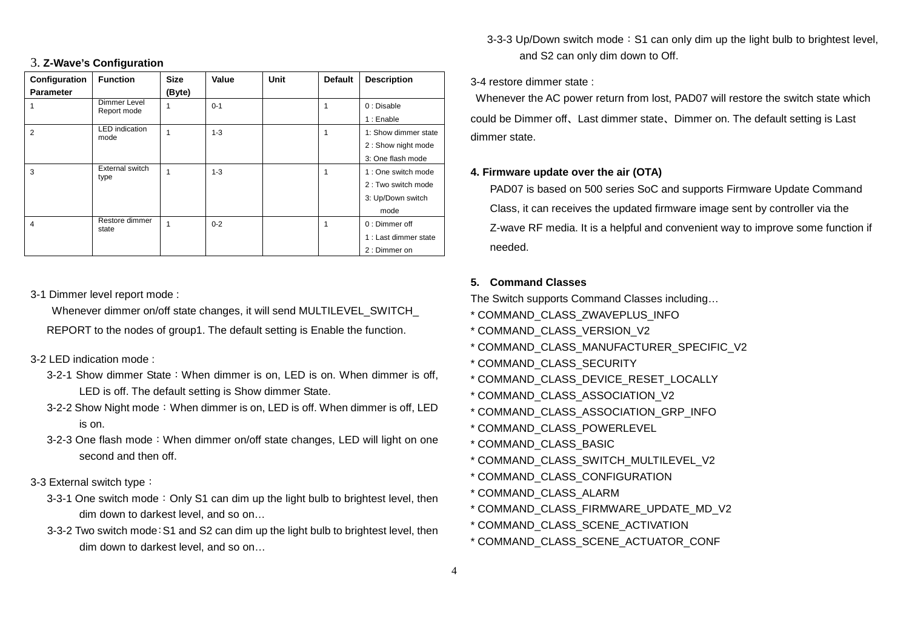## 3. Z-Wave's Configuration

| Configuration Parameter | Function | Size (Byte) | Value | Unit | Default | Description |
|---|---|---|---|---|---|---|
| 1 | Dimmer Level Report mode | 1 | 0-1 | | 1 | 0 : Disable<br>1 : Enable |
| 2 | LED indication mode | 1 | 1-3 | | 1 | 1: Show dimmer state<br>2 : Show night mode<br>3: One flash mode |
| 3 | External switch type | 1 | 1-3 | | 1 | 1 : One switch mode<br>2 : Two switch mode<br>3: Up/Down switch mode |
| 4 | Restore dimmer state | 1 | 0-2 | | 1 | 0 : Dimmer off<br>1 : Last dimmer state<br>2 : Dimmer on |

3-1 Dimmer level report mode :

Whenever dimmer on/off state changes, it will send MULTILEVEL_SWITCH_ REPORT to the nodes of group1. The default setting is Enable the function.

3-2 LED indication mode :

3-2-1 Show dimmer State：When dimmer is on, LED is on. When dimmer is off, LED is off. The default setting is Show dimmer State.

3-2-2 Show Night mode：When dimmer is on, LED is off. When dimmer is off, LED is on.

3-2-3 One flash mode：When dimmer on/off state changes, LED will light on one second and then off.

3-3 External switch type：

3-3-1 One switch mode：Only S1 can dim up the light bulb to brightest level, then dim down to darkest level, and so on…

3-3-2 Two switch mode：S1 and S2 can dim up the light bulb to brightest level, then dim down to darkest level, and so on…

3-3-3 Up/Down switch mode：S1 can only dim up the light bulb to brightest level, and S2 can only dim down to Off.

3-4 restore dimmer state :

Whenever the AC power return from lost, PAD07 will restore the switch state which could be Dimmer off、Last dimmer state、Dimmer on. The default setting is Last dimmer state.

## 4. Firmware update over the air (OTA)

PAD07 is based on 500 series SoC and supports Firmware Update Command Class, it can receives the updated firmware image sent by controller via the Z-wave RF media. It is a helpful and convenient way to improve some function if needed.

## 5. Command Classes

The Switch supports Command Classes including…

* COMMAND_CLASS_ZWAVEPLUS_INFO
* COMMAND_CLASS_VERSION_V2
* COMMAND_CLASS_MANUFACTURER_SPECIFIC_V2
* COMMAND_CLASS_SECURITY
* COMMAND_CLASS_DEVICE_RESET_LOCALLY
* COMMAND_CLASS_ASSOCIATION_V2
* COMMAND_CLASS_ASSOCIATION_GRP_INFO
* COMMAND_CLASS_POWERLEVEL
* COMMAND_CLASS_BASIC
* COMMAND_CLASS_SWITCH_MULTILEVEL_V2
* COMMAND_CLASS_CONFIGURATION
* COMMAND_CLASS_ALARM
* COMMAND_CLASS_FIRMWARE_UPDATE_MD_V2
* COMMAND_CLASS_SCENE_ACTIVATION
* COMMAND_CLASS_SCENE_ACTUATOR_CONF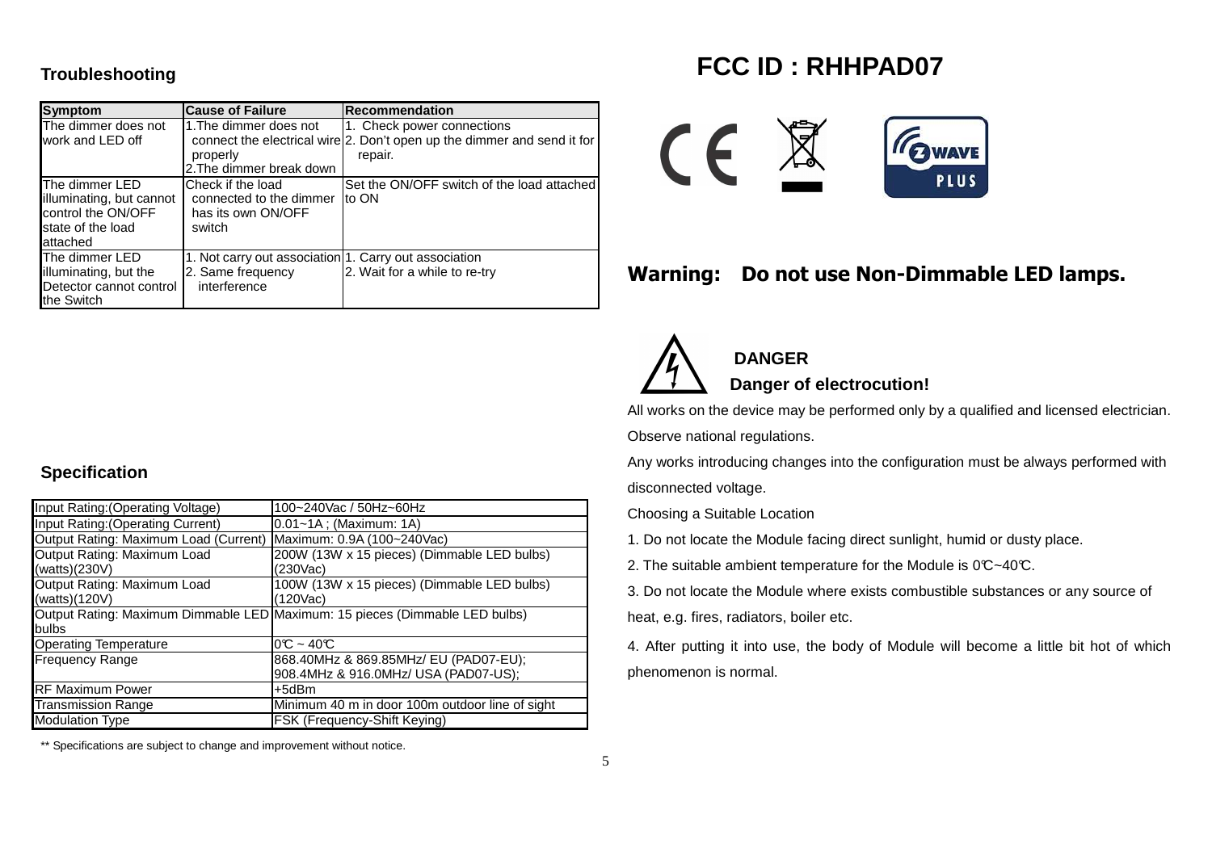## Troubleshooting

| Symptom | Cause of Failure | Recommendation |
|---|---|---|
| The dimmer does not work and LED off | 1.The dimmer does not connect the electrical wire properly<br>2.The dimmer break down | 1. Check power connections<br>2. Don't open up the dimmer and send it for repair. |
| The dimmer LED illuminating, but cannot control the ON/OFF state of the load attached | Check if the load connected to the dimmer has its own ON/OFF switch | Set the ON/OFF switch of the load attached to ON |
| The dimmer LED illuminating, but the Detector cannot control the Switch | 1. Not carry out association<br>2. Same frequency interference | 1. Carry out association<br>2. Wait for a while to re-try |

## Specification

| | |
|---|---|
| Input Rating:(Operating Voltage) | 100~240Vac / 50Hz~60Hz |
| Input Rating:(Operating Current) | 0.01~1A ; (Maximum: 1A) |
| Output Rating: Maximum Load (Current) | Maximum: 0.9A (100~240Vac) |
| Output Rating: Maximum Load (watts)(230V) | 200W (13W x 15 pieces) (Dimmable LED bulbs) (230Vac) |
| Output Rating: Maximum Load (watts)(120V) | 100W (13W x 15 pieces) (Dimmable LED bulbs) (120Vac) |
| Output Rating: Maximum Dimmable LED bulbs | Maximum: 15 pieces (Dimmable LED bulbs) |
| Operating Temperature | 0℃ ~ 40℃ |
| Frequency Range | 868.40MHz & 869.85MHz/ EU (PAD07-EU);<br>908.4MHz & 916.0MHz/ USA (PAD07-US); |
| RF Maximum Power | +5dBm |
| Transmission Range | Minimum 40 m in door 100m outdoor line of sight |
| Modulation Type | FSK (Frequency-Shift Keying) |

** Specifications are subject to change and improvement without notice.

# FCC ID : RHHPAD07

## Warning: Do not use Non-Dimmable LED lamps.

**DANGER**

**Danger of electrocution!**

All works on the device may be performed only by a qualified and licensed electrician. Observe national regulations.

Any works introducing changes into the configuration must be always performed with disconnected voltage.

Choosing a Suitable Location

1. Do not locate the Module facing direct sunlight, humid or dusty place.
2. The suitable ambient temperature for the Module is 0℃~40℃.
3. Do not locate the Module where exists combustible substances or any source of heat, e.g. fires, radiators, boiler etc.
4. After putting it into use, the body of Module will become a little bit hot of which phenomenon is normal.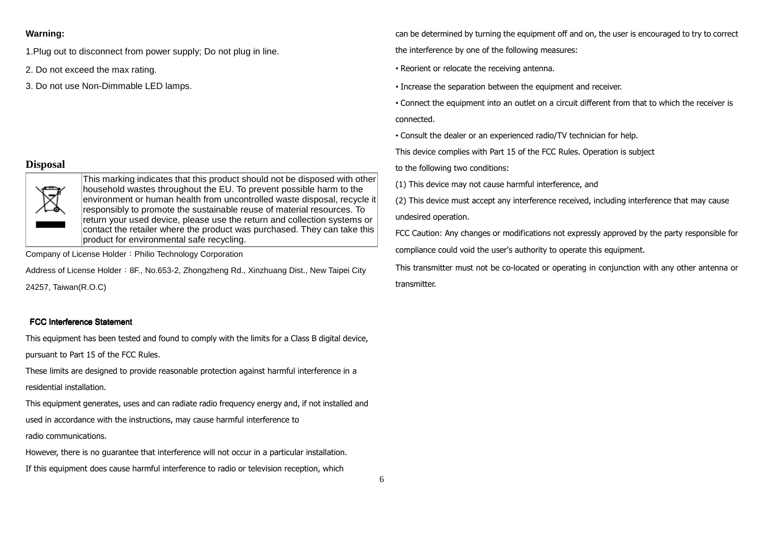**Warning:**

1.Plug out to disconnect from power supply; Do not plug in line.

2. Do not exceed the max rating.

3. Do not use Non-Dimmable LED lamps.

## Disposal

| | |
|---|---|
| | This marking indicates that this product should not be disposed with other household wastes throughout the EU. To prevent possible harm to the environment or human health from uncontrolled waste disposal, recycle it responsibly to promote the sustainable reuse of material resources. To return your used device, please use the return and collection systems or contact the retailer where the product was purchased. They can take this product for environmental safe recycling. |

Company of License Holder：Philio Technology Corporation

Address of License Holder：8F., No.653-2, Zhongzheng Rd., Xinzhuang Dist., New Taipei City 24257, Taiwan(R.O.C)

**FCC Interference Statement**

This equipment has been tested and found to comply with the limits for a Class B digital device, pursuant to Part 15 of the FCC Rules.

These limits are designed to provide reasonable protection against harmful interference in a residential installation.

This equipment generates, uses and can radiate radio frequency energy and, if not installed and used in accordance with the instructions, may cause harmful interference to radio communications.

However, there is no guarantee that interference will not occur in a particular installation.

If this equipment does cause harmful interference to radio or television reception, which can be determined by turning the equipment off and on, the user is encouraged to try to correct the interference by one of the following measures:

- Reorient or relocate the receiving antenna.
- Increase the separation between the equipment and receiver.
- Connect the equipment into an outlet on a circuit different from that to which the receiver is connected.
- Consult the dealer or an experienced radio/TV technician for help.

This device complies with Part 15 of the FCC Rules. Operation is subject to the following two conditions:

(1) This device may not cause harmful interference, and

(2) This device must accept any interference received, including interference that may cause undesired operation.

FCC Caution: Any changes or modifications not expressly approved by the party responsible for compliance could void the user's authority to operate this equipment.

This transmitter must not be co-located or operating in conjunction with any other antenna or transmitter.